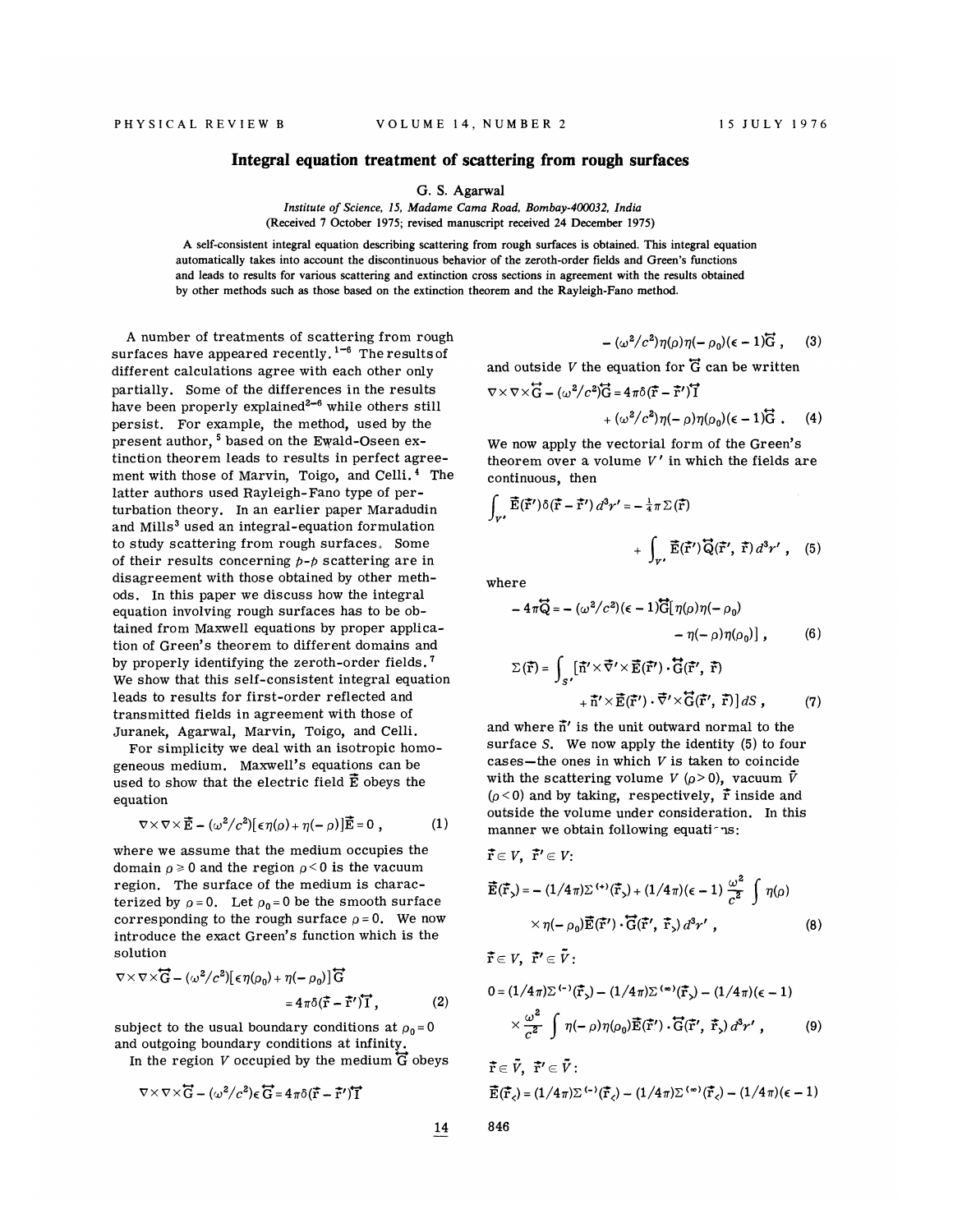# Integral equation treatment of scattering from rough surfaces

G. S. Agarwal

*Institute of Science, 15, Madame Cama Road, Bombay-400032, India*
(Received 7 October 1975; revised manuscript received 24 December 1975)

A self-consistent integral equation describing scattering from rough surfaces is obtained. This integral equation automatically takes into account the discontinuous behavior of the zeroth-order fields and Green's functions and leads to results for various scattering and extinction cross sections in agreement with the results obtained by other methods such as those based on the extinction theorem and the Rayleigh-Fano method.

A number of treatments of scattering from rough surfaces have appeared recently.[1-6] The results of different calculations agree with each other only partially. Some of the differences in the results have been properly explained[2-6] while others still persist. For example, the method, used by the present author,[5] based on the Ewald-Oseen extinction theorem leads to results in perfect agreement with those of Marvin, Toigo, and Celli.[4] The latter authors used Rayleigh-Fano type of perturbation theory. In an earlier paper Maradudin and Mills[3] used an integral-equation formulation to study scattering from rough surfaces. Some of their results concerning $p$-$p$ scattering are in disagreement with those obtained by other methods. In this paper we discuss how the integral equation involving rough surfaces has to be obtained from Maxwell equations by proper application of Green's theorem to different domains and by properly identifying the zeroth-order fields.[7] We show that this self-consistent integral equation leads to results for first-order reflected and transmitted fields in agreement with those of Juranek, Agarwal, Marvin, Toigo, and Celli.

For simplicity we deal with an isotropic homogeneous medium. Maxwell's equations can be used to show that the electric field $\vec{E}$ obeys the equation

$$\nabla\times\nabla\times\vec{E}-(\omega^2/c^2)[\epsilon\eta(\rho)+\eta(-\rho)]\vec{E}=0\,, \tag{1}$$

where we assume that the medium occupies the domain $\rho \geq 0$ and the region $\rho<0$ is the vacuum region. The surface of the medium is characterized by $\rho=0$. Let $\rho_0=0$ be the smooth surface corresponding to the rough surface $\rho=0$. We now introduce the exact Green's function which is the solution

$$\nabla\times\nabla\times\overleftrightarrow{G}-(\omega^2/c^2)[\epsilon\eta(\rho_0)+\eta(-\rho_0)]\overleftrightarrow{G}=4\pi\delta(\vec{r}-\vec{r}\,')\overleftrightarrow{I}\,, \tag{2}$$

subject to the usual boundary conditions at $\rho_0=0$ and outgoing boundary conditions at infinity.

In the region $V$ occupied by the medium $\overleftrightarrow{G}$ obeys

$$\nabla\times\nabla\times\overleftrightarrow{G}-(\omega^2/c^2)\epsilon\overleftrightarrow{G}=4\pi\delta(\vec{r}-\vec{r}\,')\overleftrightarrow{I}-(\omega^2/c^2)\eta(\rho)\eta(-\rho_0)(\epsilon-1)\overleftrightarrow{G}\,, \tag{3}$$

and outside $V$ the equation for $\overleftrightarrow{G}$ can be written

$$\nabla\times\nabla\times\overleftrightarrow{G}-(\omega^2/c^2)\overleftrightarrow{G}=4\pi\delta(\vec{r}-\vec{r}\,')\overleftrightarrow{I}+(\omega^2/c^2)\eta(-\rho)\eta(\rho_0)(\epsilon-1)\overleftrightarrow{G}\,. \tag{4}$$

We now apply the vectorial form of the Green's theorem over a volume $V'$ in which the fields are continuous, then

$$\int_{V'}\vec{E}(\vec{r}\,')\delta(\vec{r}-\vec{r}\,')\,d^3r'=-\tfrac{1}{4}\pi\Sigma(\vec{r})+\int_{V'}\vec{E}(\vec{r}\,')\overleftrightarrow{Q}(\vec{r}\,',\vec{r})\,d^3r'\,, \tag{5}$$

where

$$-4\pi\overleftrightarrow{Q}=-(\omega^2/c^2)(\epsilon-1)\overleftrightarrow{G}[\eta(\rho)\eta(-\rho_0)-\eta(-\rho)\eta(\rho_0)]\,, \tag{6}$$

$$\Sigma(\vec{r})=\int_{S'}[\vec{n}\,'\times\vec{\nabla}'\times\vec{E}(\vec{r}\,')\cdot\overleftrightarrow{G}(\vec{r}\,',\vec{r})+\vec{n}\,'\times\vec{E}(\vec{r}\,')\cdot\vec{\nabla}'\times\overleftrightarrow{G}(\vec{r}\,',\vec{r})]\,dS\,, \tag{7}$$

and where $\vec{n}\,'$ is the unit outward normal to the surface $S$. We now apply the identity (5) to four cases—the ones in which $V$ is taken to coincide with the scattering volume $V$ $(\rho>0)$, vacuum $\tilde{V}$ $(\rho<0)$ and by taking, respectively, $\vec{r}$ inside and outside the volume under consideration. In this manner we obtain following equations:

$\vec{r}\in V,\ \vec{r}\,'\in V$:

$$\vec{E}(\vec{r}_>)=-(1/4\pi)\Sigma^{(+)}(\vec{r}_>)+(1/4\pi)(\epsilon-1)\frac{\omega^2}{c^2}\int\eta(\rho)\times\eta(-\rho_0)\vec{E}(\vec{r}\,')\cdot\overleftrightarrow{G}(\vec{r}\,',\vec{r}_>)\,d^3r'\,, \tag{8}$$

$\vec{r}\in V,\ \vec{r}\,'\in\tilde{V}$:

$$0=(1/4\pi)\Sigma^{(-)}(\vec{r}_>)-(1/4\pi)\Sigma^{(\infty)}(\vec{r}_>)-(1/4\pi)(\epsilon-1)\times\frac{\omega^2}{c^2}\int\eta(-\rho)\eta(\rho_0)\vec{E}(\vec{r}\,')\cdot\overleftrightarrow{G}(\vec{r}\,',\vec{r}_>)\,d^3r'\,, \tag{9}$$

$\vec{r}\in\tilde{V},\ \vec{r}\,'\in\tilde{V}$:

$$\vec{E}(\vec{r}_<)=(1/4\pi)\Sigma^{(-)}(\vec{r}_<)-(1/4\pi)\Sigma^{(\infty)}(\vec{r}_<)-(1/4\pi)(\epsilon-1)$$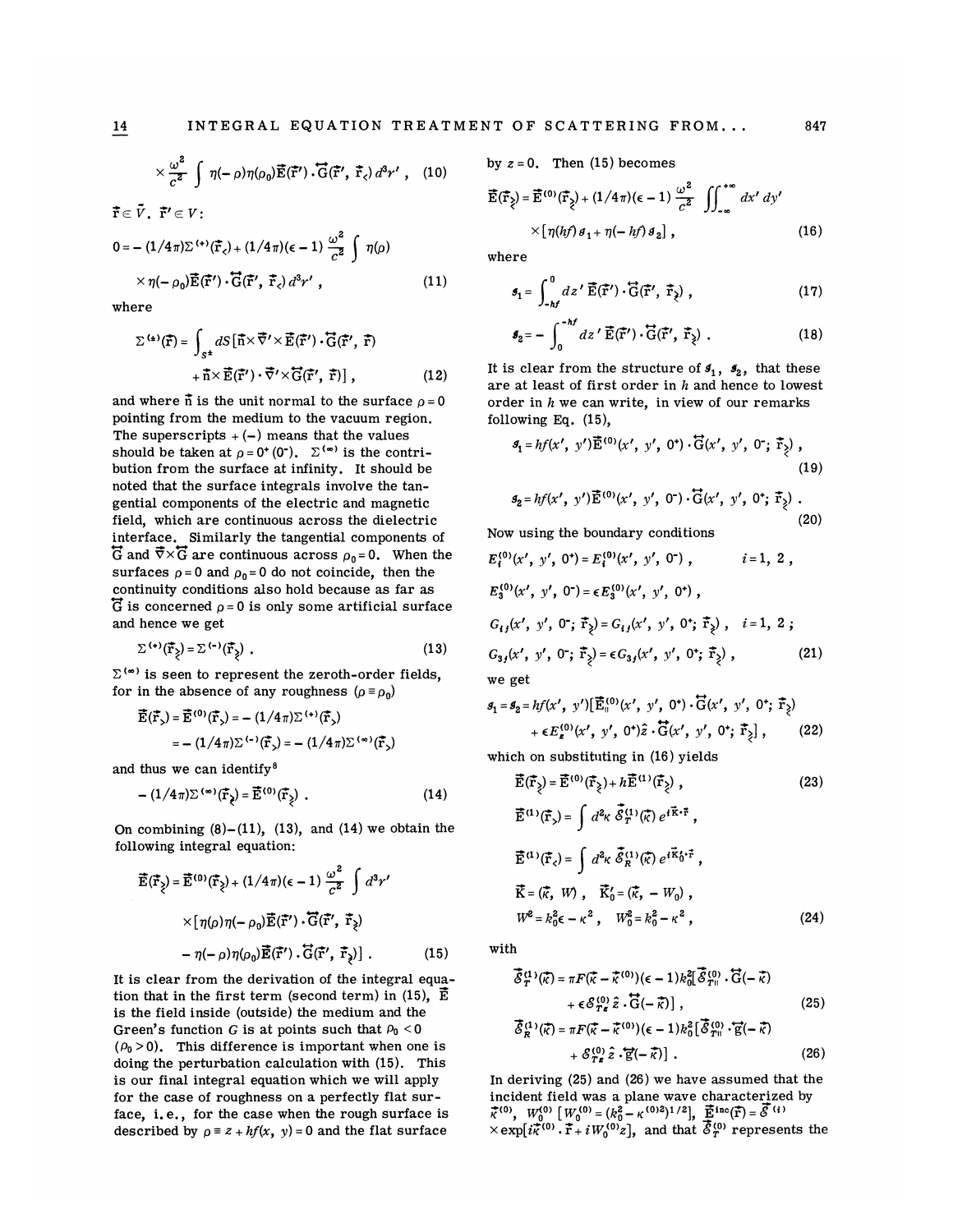$$\times \frac{\omega^2}{c^2} \int \eta(-\rho)\eta(\rho_0)\vec{E}(\vec{r}\,') \cdot \overleftrightarrow{G}(\vec{r}\,', \vec{r}_<)\, d^3r' , \quad (10)$$

$\vec{r} \in \tilde{V}$. $\vec{r}\,' \in V$:

$$0 = -(1/4\pi)\Sigma^{(+)}(\vec{r}_<) + (1/4\pi)(\epsilon - 1)\frac{\omega^2}{c^2} \int \eta(\rho) \times \eta(-\rho_0)\vec{E}(\vec{r}\,') \cdot \overleftrightarrow{G}(\vec{r}\,', \vec{r}_<)\, d^3r' , \quad (11)$$

where

$$\Sigma^{(\pm)}(\vec{r}) = \int_{S^\pm} dS [\vec{n} \times \vec{\nabla}' \times \vec{E}(\vec{r}\,') \cdot \overleftrightarrow{G}(\vec{r}\,', \vec{r}) + \vec{n} \times \vec{E}(\vec{r}\,') \cdot \vec{\nabla}' \times \overleftrightarrow{G}(\vec{r}\,', \vec{r})] , \quad (12)$$

and where $\vec{n}$ is the unit normal to the surface $\rho = 0$ pointing from the medium to the vacuum region. The superscripts $+(-)$ means that the values should be taken at $\rho = 0^+ (0^-)$. $\Sigma^{(\infty)}$ is the contribution from the surface at infinity. It should be noted that the surface integrals involve the tangential components of the electric and magnetic field, which are continuous across the dielectric interface. Similarly the tangential components of $\overleftrightarrow{G}$ and $\vec{\nabla} \times \overleftrightarrow{G}$ are continuous across $\rho_0 = 0$. When the surfaces $\rho = 0$ and $\rho_0 = 0$ do not coincide, then the continuity conditions also hold because as far as $\overleftrightarrow{G}$ is concerned $\rho = 0$ is only some artificial surface and hence we get

$$\Sigma^{(+)}(\vec{r}_{\gtrless}) = \Sigma^{(-)}(\vec{r}_{\gtrless}) . \quad (13)$$

$\Sigma^{(\infty)}$ is seen to represent the zeroth-order fields, for in the absence of any roughness ($\rho \equiv \rho_0$)

$$\vec{E}(\vec{r}_>) = \vec{E}^{(0)}(\vec{r}_>) = -(1/4\pi)\Sigma^{(+)}(\vec{r}_>) = -(1/4\pi)\Sigma^{(-)}(\vec{r}_>) = -(1/4\pi)\Sigma^{(\infty)}(\vec{r}_>)$$

and thus we can identify[8]

$$-(1/4\pi)\Sigma^{(\infty)}(\vec{r}_{\gtrless}) = \vec{E}^{(0)}(\vec{r}_{\gtrless}) . \quad (14)$$

On combining (8)–(11), (13), and (14) we obtain the following integral equation:

$$\vec{E}(\vec{r}_{\gtrless}) = \vec{E}^{(0)}(\vec{r}_{\gtrless}) + (1/4\pi)(\epsilon - 1)\frac{\omega^2}{c^2} \int d^3r' \times [\eta(\rho)\eta(-\rho_0)\vec{E}(\vec{r}\,') \cdot \overleftrightarrow{G}(\vec{r}\,', \vec{r}_{\gtrless}) - \eta(-\rho)\eta(\rho_0)\vec{E}(\vec{r}\,') \cdot \overleftrightarrow{G}(\vec{r}\,', \vec{r}_{\gtrless})] . \quad (15)$$

It is clear from the derivation of the integral equation that in the first term (second term) in (15), $\vec{E}$ is the field inside (outside) the medium and the Green's function $G$ is at points such that $\rho_0 < 0$ ($\rho_0 > 0$). This difference is important when one is doing the perturbation calculation with (15). This is our final integral equation which we will apply for the case of roughness on a perfectly flat surface, i.e., for the case when the rough surface is described by $\rho \equiv z + hf(x, y) = 0$ and the flat surface by $z = 0$. Then (15) becomes

$$\vec{E}(\vec{r}_{\gtrless}) = \vec{E}^{(0)}(\vec{r}_{\gtrless}) + (1/4\pi)(\epsilon - 1)\frac{\omega^2}{c^2} \iint_{-\infty}^{+\infty} dx'\, dy' \times [\eta(hf)\mathscr{I}_1 + \eta(-hf)\mathscr{I}_2] , \quad (16)$$

where

$$\mathscr{I}_1 = \int_{-hf}^{0} dz'\, \vec{E}(\vec{r}\,') \cdot \overleftrightarrow{G}(\vec{r}\,', \vec{r}_{\gtrless}) , \quad (17)$$

$$\mathscr{I}_2 = -\int_{0}^{-hf} dz'\, \vec{E}(\vec{r}\,') \cdot \overleftrightarrow{G}(\vec{r}\,', \vec{r}_{\gtrless}) . \quad (18)$$

It is clear from the structure of $\mathscr{I}_1$, $\mathscr{I}_2$, that these are at least of first order in $h$ and hence to lowest order in $h$ we can write, in view of our remarks following Eq. (15),

$$\mathscr{I}_1 = hf(x', y')\vec{E}^{(0)}(x', y', 0^+) \cdot \overleftrightarrow{G}(x', y', 0^-; \vec{r}_{\gtrless}) , \quad (19)$$

$$\mathscr{I}_2 = hf(x', y')\vec{E}^{(0)}(x', y', 0^-) \cdot \overleftrightarrow{G}(x', y', 0^+; \vec{r}_{\gtrless}) . \quad (20)$$

Now using the boundary conditions

$$E_i^{(0)}(x', y', 0^+) = E_i^{(0)}(x', y', 0^-) , \qquad i = 1, 2 ,$$

$$E_3^{(0)}(x', y', 0^-) = \epsilon E_3^{(0)}(x', y', 0^+) ,$$

$$G_{ij}(x', y', 0^-; \vec{r}_{\gtrless}) = G_{ij}(x', y', 0^+; \vec{r}_{\gtrless}) , \quad i = 1, 2 ;$$

$$G_{3j}(x', y', 0^-; \vec{r}_{\gtrless}) = \epsilon G_{3j}(x', y', 0^+; \vec{r}_{\gtrless}) , \quad (21)$$

we get

$$\mathscr{I}_1 = \mathscr{I}_2 = hf(x', y')[\vec{E}_{\parallel}^{(0)}(x', y', 0^+) \cdot \overleftrightarrow{G}(x', y', 0^+; \vec{r}_{\gtrless}) + \epsilon E_z^{(0)}(x', y', 0^+)\hat{z} \cdot \overleftrightarrow{G}(x', y', 0^+; \vec{r}_{\gtrless})] , \quad (22)$$

which on substituting in (16) yields

$$\vec{E}(\vec{r}_{\gtrless}) = \vec{E}^{(0)}(\vec{r}_{\gtrless}) + h\vec{E}^{(1)}(\vec{r}_{\gtrless}) , \quad (23)$$

$$\vec{E}^{(1)}(\vec{r}_>) = \int d^2\kappa\, \vec{\mathscr{E}}_T^{(1)}(\vec{\kappa})\, e^{i\vec{K}\cdot\vec{r}} ,$$

$$\vec{E}^{(1)}(\vec{r}_<) = \int d^2\kappa\, \vec{\mathscr{E}}_R^{(1)}(\vec{\kappa})\, e^{i\vec{K}_0'\cdot\vec{r}} ,$$

$$\vec{K} = (\vec{\kappa}, W) , \quad \vec{K}_0' = (\vec{\kappa}, -W_0) ,$$

$$W^2 = k_0^2\epsilon - \kappa^2 , \quad W_0^2 = k_0^2 - \kappa^2 , \quad (24)$$

with

$$\vec{\mathscr{E}}_T^{(1)}(\vec{\kappa}) = \pi F(\vec{\kappa} - \vec{\kappa}^{(0)})(\epsilon - 1)k_0^2[\vec{\mathscr{E}}_{T\parallel}^{(0)} \cdot \overleftrightarrow{G}(-\vec{\kappa}) + \epsilon\mathscr{E}_{Tz}^{(0)}\hat{z} \cdot \overleftrightarrow{G}(-\vec{\kappa})] , \quad (25)$$

$$\vec{\mathscr{E}}_R^{(1)}(\vec{\kappa}) = \pi F(\vec{\kappa} - \vec{\kappa}^{(0)})(\epsilon - 1)k_0^2[\vec{\mathscr{E}}_{T\parallel}^{(0)} \cdot \overleftrightarrow{g}(-\vec{\kappa}) + \mathscr{E}_{Tz}^{(0)}\hat{z} \cdot \overleftrightarrow{g}(-\vec{\kappa})] . \quad (26)$$

In deriving (25) and (26) we have assumed that the incident field was a plane wave characterized by $\vec{\kappa}^{(0)}$, $W_0^{(0)}$ $[W_0^{(0)} = (k_0^2 - \kappa^{(0)2})^{1/2}]$, $\vec{E}^{\text{inc}}(\vec{r}) = \vec{\mathscr{E}}^{(i)} \times \exp[i\vec{\kappa}^{(0)} \cdot \vec{r} + iW_0^{(0)}z]$, and that $\vec{\mathscr{E}}_T^{(0)}$ represents the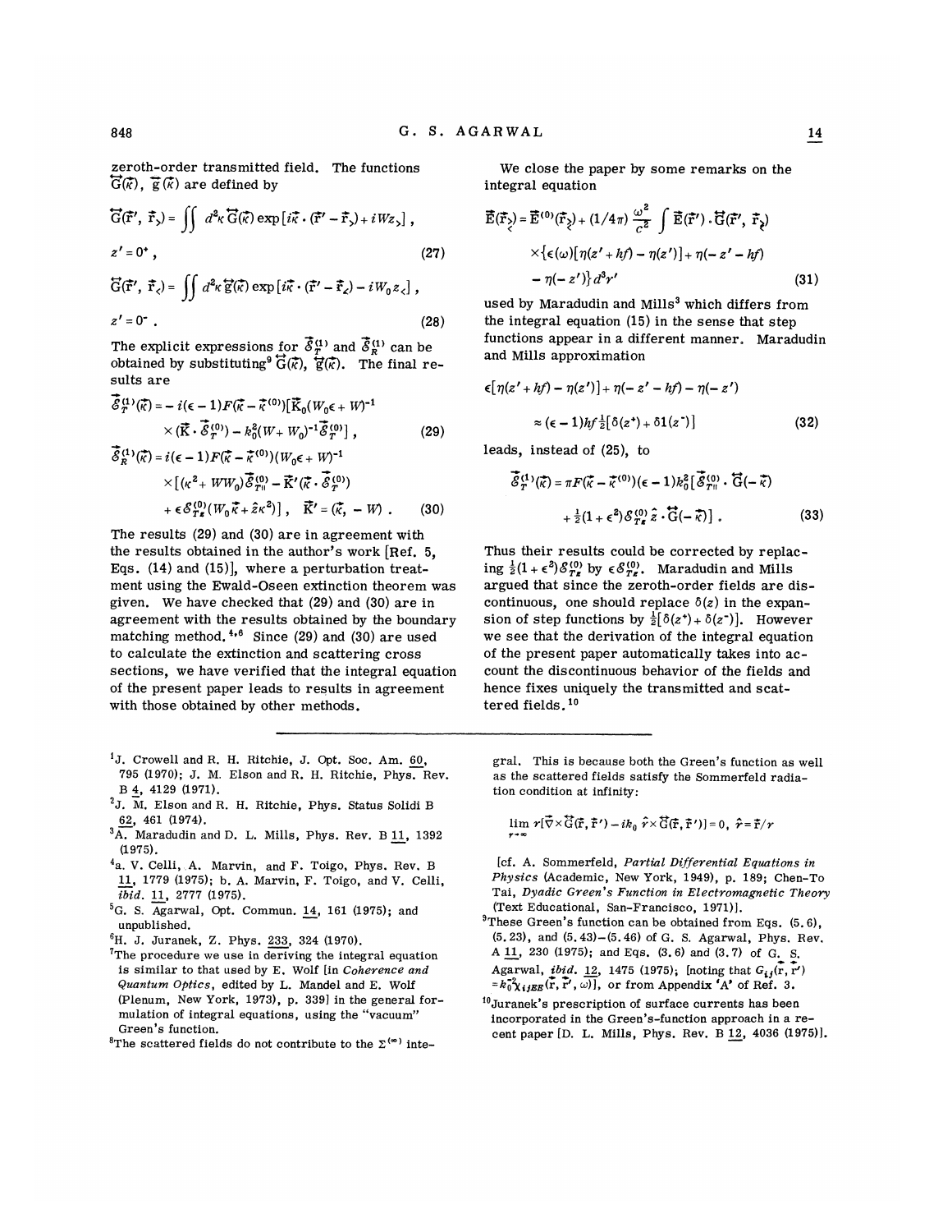zeroth-order transmitted field. The functions $\overleftrightarrow{G}(\vec{\kappa})$, $\overleftrightarrow{g}(\vec{\kappa})$ are defined by

$$\overleftrightarrow{G}(\vec{r}', \vec{r}_>) = \iint d^2\kappa\, \overleftrightarrow{G}(\vec{\kappa}) \exp[i\vec{\kappa}\cdot(\vec{r}' - \vec{r}_>) + iWz_>] ,$$

$$z' = 0^+ , \tag{27}$$

$$\overleftrightarrow{G}(\vec{r}', \vec{r}_<) = \iint d^2\kappa\, \overleftrightarrow{g}(\vec{\kappa}) \exp[i\vec{\kappa}\cdot(\vec{r}' - \vec{r}_<) - iW_0 z_<] ,$$

$$z' = 0^- . \tag{28}$$

The explicit expressions for $\vec{\mathcal{E}}_T^{(1)}$ and $\vec{\mathcal{E}}_R^{(1)}$ can be obtained by substituting[9] $\overleftrightarrow{G}(\vec{\kappa})$, $\overleftrightarrow{g}(\vec{\kappa})$. The final results are

$$\vec{\mathcal{E}}_T^{(1)}(\vec{\kappa}) = -i(\epsilon - 1)F(\vec{\kappa} - \vec{\kappa}^{(0)})[\vec{K}_0(W_0\epsilon + W)^{-1} \times (\vec{K}\cdot\vec{\mathcal{E}}_T^{(0)}) - k_0^2(W + W_0)^{-1}\vec{\mathcal{E}}_T^{(0)}] , \tag{29}$$

$$\vec{\mathcal{E}}_R^{(1)}(\vec{\kappa}) = i(\epsilon - 1)F(\vec{\kappa} - \vec{\kappa}^{(0)})(W_0\epsilon + W)^{-1} \times [(\kappa^2 + WW_0)\vec{\mathcal{E}}_{T\parallel}^{(0)} - \vec{K}'(\vec{\kappa}\cdot\vec{\mathcal{E}}_T^{(0)}) + \epsilon\mathcal{E}_{Tz}^{(0)}(W_0\vec{\kappa} + \hat{z}\kappa^2)] , \quad \vec{K}' = (\vec{\kappa}, -W) . \tag{30}$$

The results (29) and (30) are in agreement with the results obtained in the author's work [Ref. 5, Eqs. (14) and (15)], where a perturbation treatment using the Ewald-Oseen extinction theorem was given. We have checked that (29) and (30) are in agreement with the results obtained by the boundary matching method.[4,6] Since (29) and (30) are used to calculate the extinction and scattering cross sections, we have verified that the integral equation of the present paper leads to results in agreement with those obtained by other methods.

We close the paper by some remarks on the integral equation

$$\vec{E}(\vec{r}_{\gtrless}) = \vec{E}^{(0)}(\vec{r}_{\gtrless}) + (1/4\pi)\frac{\omega^2}{c^2}\int \vec{E}(\vec{r}')\cdot\overleftrightarrow{G}(\vec{r}', \vec{r}_{\gtrless}) \times\{\epsilon(\omega)[\eta(z' + hf) - \eta(z')] + \eta(-z' - hf) - \eta(-z')\}d^3r' \tag{31}$$

used by Maradudin and Mills[3] which differs from the integral equation (15) in the sense that step functions appear in a different manner. Maradudin and Mills approximation

$$\epsilon[\eta(z' + hf) - \eta(z')] + \eta(-z' - hf) - \eta(-z') \approx (\epsilon - 1)hf\tfrac{1}{2}[\delta(z^+) + \delta 1(z^-)] \tag{32}$$

leads, instead of (25), to

$$\vec{\mathcal{E}}_T^{(1)}(\vec{\kappa}) = \pi F(\vec{\kappa} - \vec{\kappa}^{(0)})(\epsilon - 1)k_0^2[\vec{\mathcal{E}}_{T\parallel}^{(0)}\cdot\overleftrightarrow{G}(-\vec{\kappa}) + \tfrac{1}{2}(1 + \epsilon^2)\mathcal{E}_{Tz}^{(0)}\hat{z}\cdot\overleftrightarrow{G}(-\vec{\kappa})] . \tag{33}$$

Thus their results could be corrected by replacing $\frac{1}{2}(1 + \epsilon^2)\mathcal{E}_{Tz}^{(0)}$ by $\epsilon\mathcal{E}_{Tz}^{(0)}$. Maradudin and Mills argued that since the zeroth-order fields are discontinuous, one should replace $\delta(z)$ in the expansion of step functions by $\frac{1}{2}[\delta(z^+) + \delta(z^-)]$. However we see that the derivation of the integral equation of the present paper automatically takes into account the discontinuous behavior of the fields and hence fixes uniquely the transmitted and scattered fields.[10]

---

[1] J. Crowell and R. H. Ritchie, J. Opt. Soc. Am. 60, 795 (1970); J. M. Elson and R. H. Ritchie, Phys. Rev. B 4, 4129 (1971).

[2] J. M. Elson and R. H. Ritchie, Phys. Status Solidi B 62, 461 (1974).

[3] A. Maradudin and D. L. Mills, Phys. Rev. B 11, 1392 (1975).

[4] a. V. Celli, A. Marvin, and F. Toigo, Phys. Rev. B 11, 1779 (1975); b. A. Marvin, F. Toigo, and V. Celli, *ibid.* 11, 2777 (1975).

[5] G. S. Agarwal, Opt. Commun. 14, 161 (1975); and unpublished.

[6] H. J. Juranek, Z. Phys. 233, 324 (1970).

[7] The procedure we use in deriving the integral equation is similar to that used by E. Wolf [in *Coherence and Quantum Optics*, edited by L. Mandel and E. Wolf (Plenum, New York, 1973), p. 339] in the general formulation of integral equations, using the "vacuum" Green's function.

[8] The scattered fields do not contribute to the $\Sigma^{(\infty)}$ integral. This is because both the Green's function as well as the scattered fields satisfy the Sommerfeld radiation condition at infinity:

$$\lim_{r\to\infty} r[\vec{\nabla}\times\overleftrightarrow{G}(\vec{r}, \vec{r}') - ik_0\,\hat{r}\times\overleftrightarrow{G}(\vec{r}, \vec{r}')] = 0, \quad \hat{r} = \vec{r}/r$$

[cf. A. Sommerfeld, *Partial Differential Equations in Physics* (Academic, New York, 1949), p. 189; Chen-To Tai, *Dyadic Green's Function in Electromagnetic Theory* (Text Educational, San-Francisco, 1971)].

[9] These Green's function can be obtained from Eqs. (5.6), (5.23), and (5.43)–(5.46) of G. S. Agarwal, Phys. Rev. A 11, 230 (1975); and Eqs. (3.6) and (3.7) of G. S. Agarwal, *ibid.* 12, 1475 (1975); [noting that $G_{ij}(\vec{r}, \vec{r}') = k_0^2\chi_{ijEE}(\vec{r}, \vec{r}', \omega)$], or from Appendix 'A' of Ref. 3.

[10] Juranek's prescription of surface currents has been incorporated in the Green's-function approach in a recent paper [D. L. Mills, Phys. Rev. B 12, 4036 (1975)].